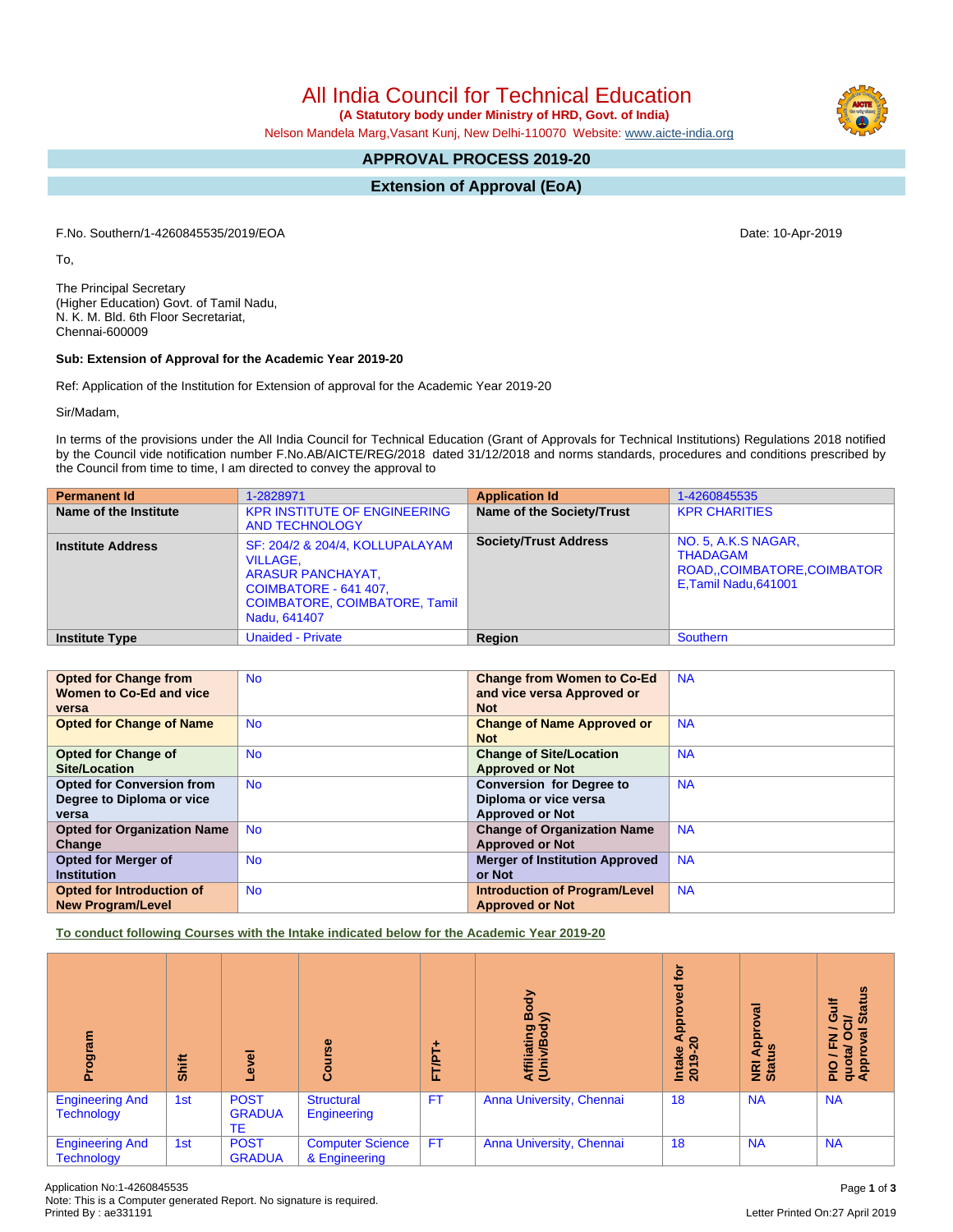# All India Council for Technical Education

**(A Statutory body under Ministry of HRD, Govt. of India)**

Nelson Mandela Marg,Vasant Kunj, New Delhi-110070 Website: www.aicte-india.org

## APPROVAL PROCESS 2019-20

## Extension of Approval (EoA)

F.No. Southern/1-4260845535/2019/EOA

Date: 10-Apr-2019

To,

The Principal Secretary
(Higher Education) Govt. of Tamil Nadu,
N. K. M. Bld. 6th Floor Secretariat,
Chennai-600009

**Sub: Extension of Approval for the Academic Year 2019-20**

Ref: Application of the Institution for Extension of approval for the Academic Year 2019-20

Sir/Madam,

In terms of the provisions under the All India Council for Technical Education (Grant of Approvals for Technical Institutions) Regulations 2018 notified by the Council vide notification number F.No.AB/AICTE/REG/2018 dated 31/12/2018 and norms standards, procedures and conditions prescribed by the Council from time to time, I am directed to convey the approval to

| **Permanent Id** | 1-2828971 | **Application Id** | 1-4260845535 |
|---|---|---|---|
| **Name of the Institute** | KPR INSTITUTE OF ENGINEERING AND TECHNOLOGY | **Name of the Society/Trust** | KPR CHARITIES |
| **Institute Address** | SF: 204/2 & 204/4, KOLLUPALAYAM VILLAGE, ARASUR PANCHAYAT, COIMBATORE - 641 407, COIMBATORE, COIMBATORE, Tamil Nadu, 641407 | **Society/Trust Address** | NO. 5, A.K.S NAGAR, THADAGAM ROAD,,COIMBATORE,COIMBATORE,Tamil Nadu,641001 |
| **Institute Type** | Unaided - Private | **Region** | Southern |

| **Opted for Change from Women to Co-Ed and vice versa** | No | **Change from Women to Co-Ed and vice versa Approved or Not** | NA |
|---|---|---|---|
| **Opted for Change of Name** | No | **Change of Name Approved or Not** | NA |
| **Opted for Change of Site/Location** | No | **Change of Site/Location Approved or Not** | NA |
| **Opted for Conversion from Degree to Diploma or vice versa** | No | **Conversion for Degree to Diploma or vice versa Approved or Not** | NA |
| **Opted for Organization Name Change** | No | **Change of Organization Name Approved or Not** | NA |
| **Opted for Merger of Institution** | No | **Merger of Institution Approved or Not** | NA |
| **Opted for Introduction of New Program/Level** | No | **Introduction of Program/Level Approved or Not** | NA |

**To conduct following Courses with the Intake indicated below for the Academic Year 2019-20**

| Program | Shift | Level | Course | FT/PT+ | Affiliating Body (Univ/Body) | Intake Approved for 2019-20 | NRI Approval Status | PIO / FN / Gulf quota/ OCI/ Approval Status |
|---|---|---|---|---|---|---|---|---|
| Engineering And Technology | 1st | POST GRADUATE | Structural Engineering | FT | Anna University, Chennai | 18 | NA | NA |
| Engineering And Technology | 1st | POST GRADUA | Computer Science & Engineering | FT | Anna University, Chennai | 18 | NA | NA |

Application No:1-4260845535
Note: This is a Computer generated Report. No signature is required.
Printed By : ae331191

Letter Printed On:27 April 2019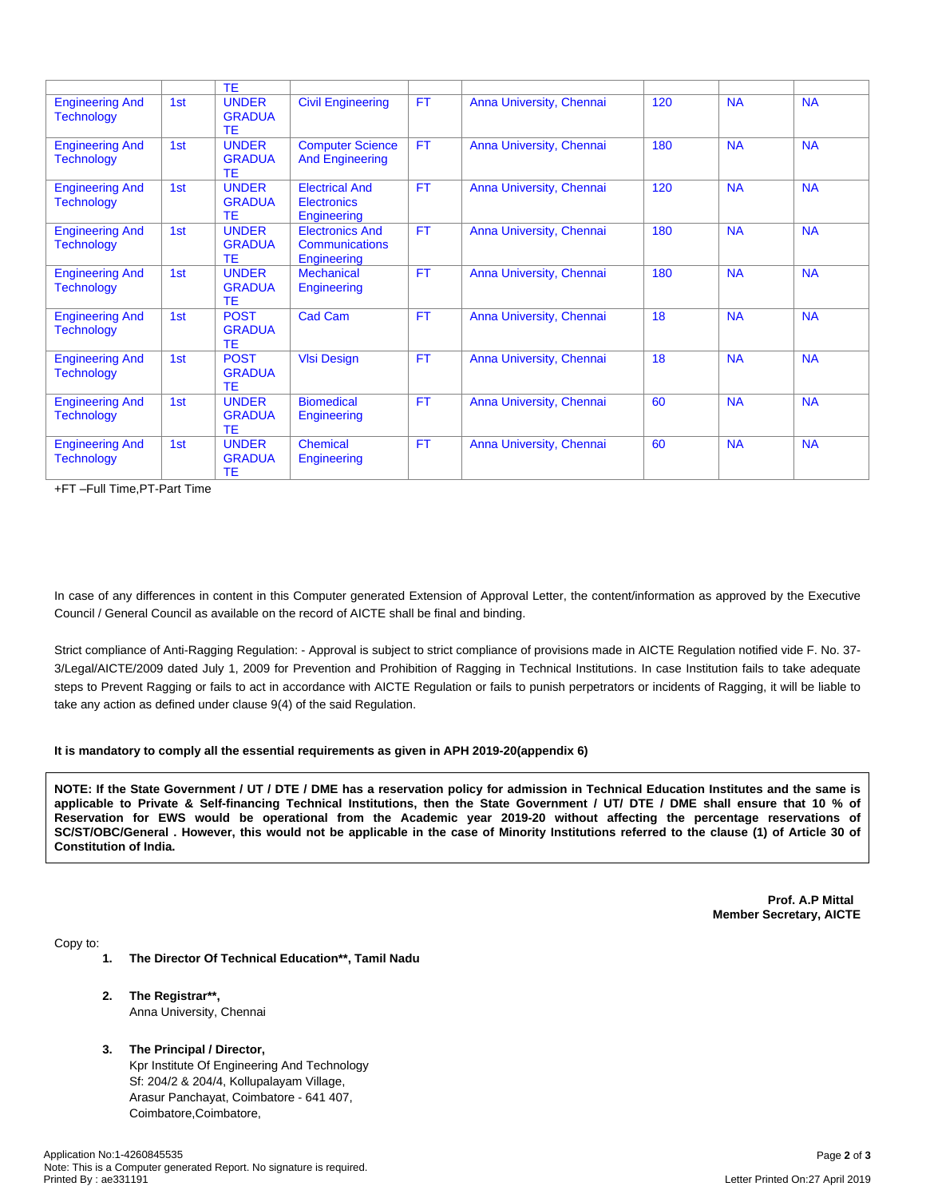| | | TE | | | | | | |
|---|---|---|---|---|---|---|---|---|
| Engineering And Technology | 1st | UNDER GRADUATE | Civil Engineering | FT | Anna University, Chennai | 120 | NA | NA |
| Engineering And Technology | 1st | UNDER GRADUATE | Computer Science And Engineering | FT | Anna University, Chennai | 180 | NA | NA |
| Engineering And Technology | 1st | UNDER GRADUATE | Electrical And Electronics Engineering | FT | Anna University, Chennai | 120 | NA | NA |
| Engineering And Technology | 1st | UNDER GRADUATE | Electronics And Communications Engineering | FT | Anna University, Chennai | 180 | NA | NA |
| Engineering And Technology | 1st | UNDER GRADUATE | Mechanical Engineering | FT | Anna University, Chennai | 180 | NA | NA |
| Engineering And Technology | 1st | POST GRADUATE | Cad Cam | FT | Anna University, Chennai | 18 | NA | NA |
| Engineering And Technology | 1st | POST GRADUATE | Vlsi Design | FT | Anna University, Chennai | 18 | NA | NA |
| Engineering And Technology | 1st | UNDER GRADUATE | Biomedical Engineering | FT | Anna University, Chennai | 60 | NA | NA |
| Engineering And Technology | 1st | UNDER GRADUATE | Chemical Engineering | FT | Anna University, Chennai | 60 | NA | NA |

+FT –Full Time,PT-Part Time

In case of any differences in content in this Computer generated Extension of Approval Letter, the content/information as approved by the Executive Council / General Council as available on the record of AICTE shall be final and binding.

Strict compliance of Anti-Ragging Regulation: - Approval is subject to strict compliance of provisions made in AICTE Regulation notified vide F. No. 37-3/Legal/AICTE/2009 dated July 1, 2009 for Prevention and Prohibition of Ragging in Technical Institutions. In case Institution fails to take adequate steps to Prevent Ragging or fails to act in accordance with AICTE Regulation or fails to punish perpetrators or incidents of Ragging, it will be liable to take any action as defined under clause 9(4) of the said Regulation.

**It is mandatory to comply all the essential requirements as given in APH 2019-20(appendix 6)**

**NOTE: If the State Government / UT / DTE / DME has a reservation policy for admission in Technical Education Institutes and the same is applicable to Private & Self-financing Technical Institutions, then the State Government / UT/ DTE / DME shall ensure that 10 % of Reservation for EWS would be operational from the Academic year 2019-20 without affecting the percentage reservations of SC/ST/OBC/General . However, this would not be applicable in the case of Minority Institutions referred to the clause (1) of Article 30 of Constitution of India.**

**Prof. A.P Mittal**
**Member Secretary, AICTE**

Copy to:

1. **The Director Of Technical Education**, Tamil Nadu**

2. **The Registrar**,**
   Anna University, Chennai

3. **The Principal / Director,**
   Kpr Institute Of Engineering And Technology
   Sf: 204/2 & 204/4, Kollupalayam Village,
   Arasur Panchayat, Coimbatore - 641 407,
   Coimbatore,Coimbatore,

Application No:1-4260845535
Note: This is a Computer generated Report. No signature is required.
Printed By : ae331191

Letter Printed On:27 April 2019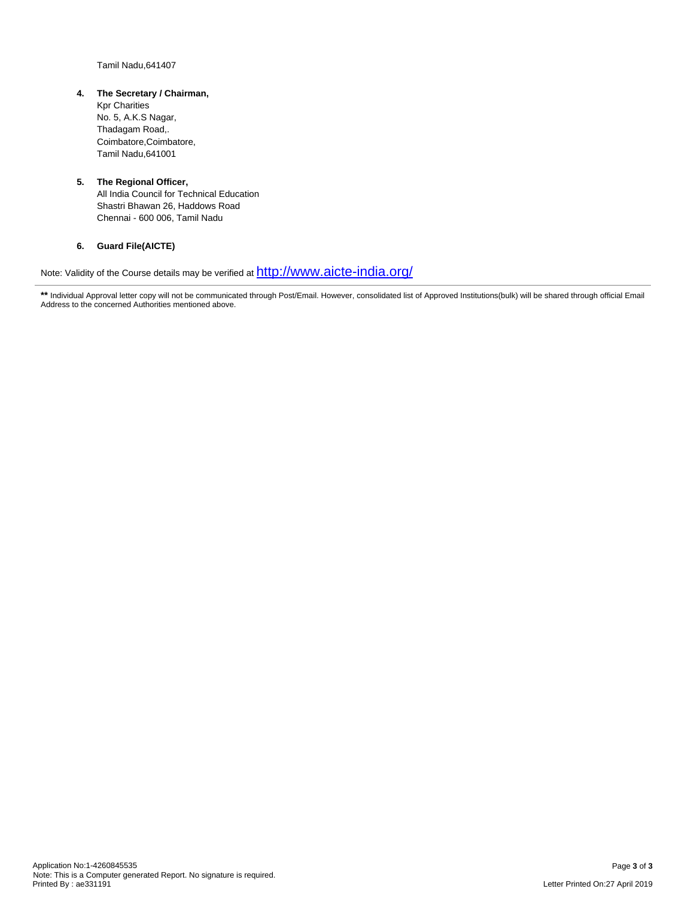Tamil Nadu,641407

4. **The Secretary / Chairman,**
   Kpr Charities
   No. 5, A.K.S Nagar,
   Thadagam Road,.
   Coimbatore,Coimbatore,
   Tamil Nadu,641001

5. **The Regional Officer,**
   All India Council for Technical Education
   Shastri Bhawan 26, Haddows Road
   Chennai - 600 006, Tamil Nadu

6. **Guard File(AICTE)**

Note: Validity of the Course details may be verified at http://www.aicte-india.org/

---

**\*\*** Individual Approval letter copy will not be communicated through Post/Email. However, consolidated list of Approved Institutions(bulk) will be shared through official Email Address to the concerned Authorities mentioned above.

Application No:1-4260845535
Note: This is a Computer generated Report. No signature is required.
Printed By : ae331191

Letter Printed On:27 April 2019